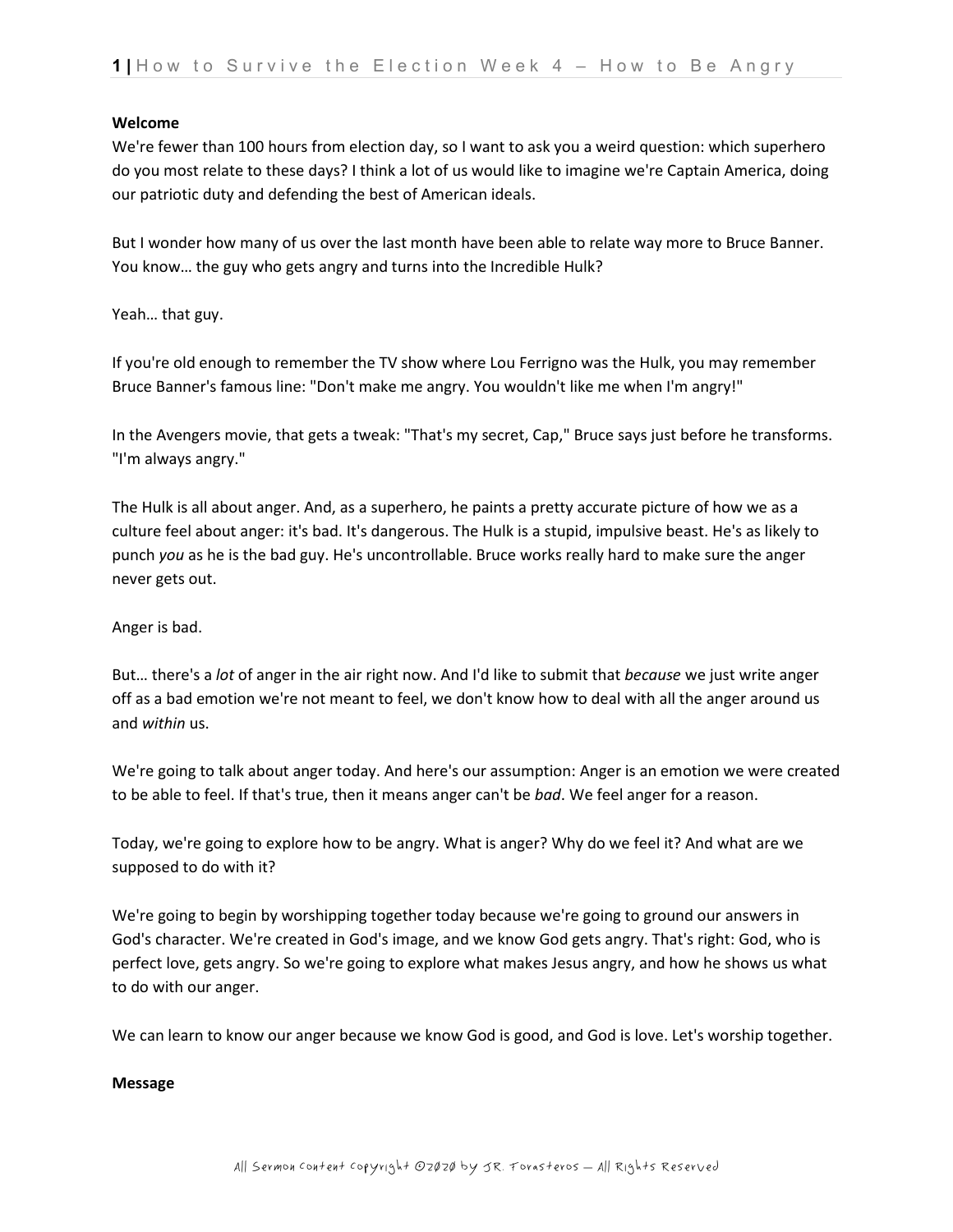**Welcome**

We're fewer than 100 hours from election day, so I want to ask you a weird question: which superhero do you most relate to these days? I think a lot of us would like to imagine we're Captain America, doing our patriotic duty and defending the best of American ideals.

But I wonder how many of us over the last month have been able to relate way more to Bruce Banner. You know… the guy who gets angry and turns into the Incredible Hulk?

Yeah… that guy.

If you're old enough to remember the TV show where Lou Ferrigno was the Hulk, you may remember Bruce Banner's famous line: "Don't make me angry. You wouldn't like me when I'm angry!"

In the Avengers movie, that gets a tweak: "That's my secret, Cap," Bruce says just before he transforms. "I'm always angry."

The Hulk is all about anger. And, as a superhero, he paints a pretty accurate picture of how we as a culture feel about anger: it's bad. It's dangerous. The Hulk is a stupid, impulsive beast. He's as likely to punch *you* as he is the bad guy. He's uncontrollable. Bruce works really hard to make sure the anger never gets out.

Anger is bad.

But… there's a *lot* of anger in the air right now. And I'd like to submit that *because* we just write anger off as a bad emotion we're not meant to feel, we don't know how to deal with all the anger around us and *within* us.

We're going to talk about anger today. And here's our assumption: Anger is an emotion we were created to be able to feel. If that's true, then it means anger can't be *bad*. We feel anger for a reason.

Today, we're going to explore how to be angry. What is anger? Why do we feel it? And what are we supposed to do with it?

We're going to begin by worshipping together today because we're going to ground our answers in God's character. We're created in God's image, and we know God gets angry. That's right: God, who is perfect love, gets angry. So we're going to explore what makes Jesus angry, and how he shows us what to do with our anger.

We can learn to know our anger because we know God is good, and God is love. Let's worship together.

**Message**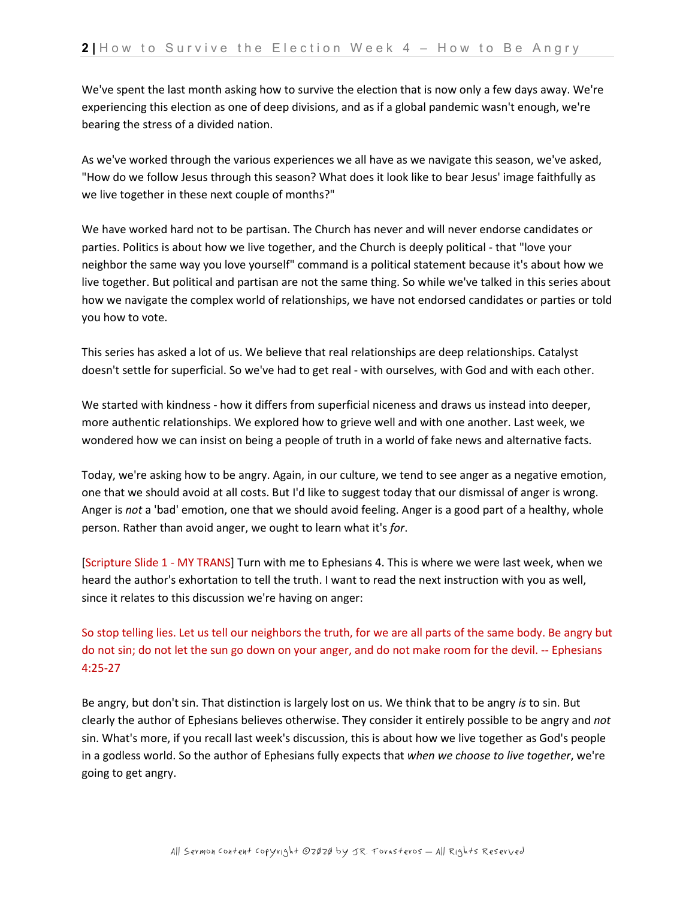We've spent the last month asking how to survive the election that is now only a few days away. We're experiencing this election as one of deep divisions, and as if a global pandemic wasn't enough, we're bearing the stress of a divided nation.

As we've worked through the various experiences we all have as we navigate this season, we've asked, "How do we follow Jesus through this season? What does it look like to bear Jesus' image faithfully as we live together in these next couple of months?"

We have worked hard not to be partisan. The Church has never and will never endorse candidates or parties. Politics is about how we live together, and the Church is deeply political - that "love your neighbor the same way you love yourself" command is a political statement because it's about how we live together. But political and partisan are not the same thing. So while we've talked in this series about how we navigate the complex world of relationships, we have not endorsed candidates or parties or told you how to vote.

This series has asked a lot of us. We believe that real relationships are deep relationships. Catalyst doesn't settle for superficial. So we've had to get real - with ourselves, with God and with each other.

We started with kindness - how it differs from superficial niceness and draws us instead into deeper, more authentic relationships. We explored how to grieve well and with one another. Last week, we wondered how we can insist on being a people of truth in a world of fake news and alternative facts.

Today, we're asking how to be angry. Again, in our culture, we tend to see anger as a negative emotion, one that we should avoid at all costs. But I'd like to suggest today that our dismissal of anger is wrong. Anger is *not* a 'bad' emotion, one that we should avoid feeling. Anger is a good part of a healthy, whole person. Rather than avoid anger, we ought to learn what it's *for*.

[Scripture Slide 1 - MY TRANS] Turn with me to Ephesians 4. This is where we were last week, when we heard the author's exhortation to tell the truth. I want to read the next instruction with you as well, since it relates to this discussion we're having on anger:

So stop telling lies. Let us tell our neighbors the truth, for we are all parts of the same body. Be angry but do not sin; do not let the sun go down on your anger, and do not make room for the devil. -- Ephesians 4:25-27

Be angry, but don't sin. That distinction is largely lost on us. We think that to be angry *is* to sin. But clearly the author of Ephesians believes otherwise. They consider it entirely possible to be angry and *not* sin. What's more, if you recall last week's discussion, this is about how we live together as God's people in a godless world. So the author of Ephesians fully expects that *when we choose to live together*, we're going to get angry.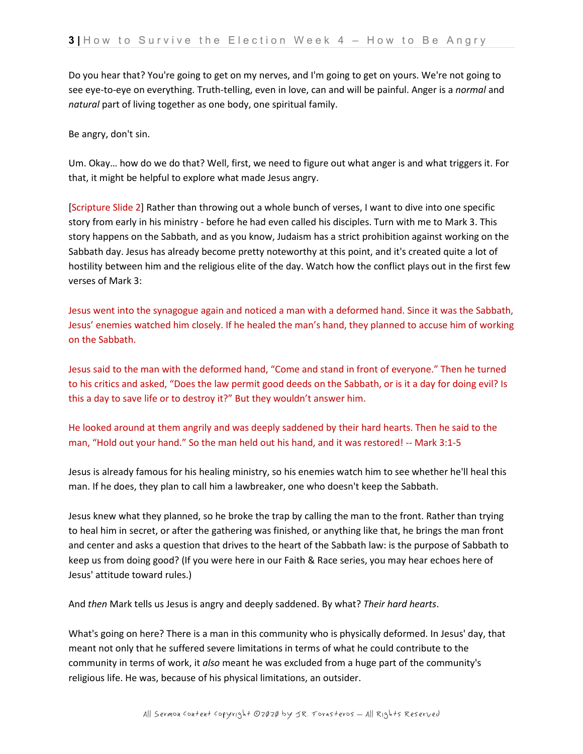Do you hear that? You're going to get on my nerves, and I'm going to get on yours. We're not going to see eye-to-eye on everything. Truth-telling, even in love, can and will be painful. Anger is a *normal* and *natural* part of living together as one body, one spiritual family.

Be angry, don't sin.

Um. Okay… how do we do that? Well, first, we need to figure out what anger is and what triggers it. For that, it might be helpful to explore what made Jesus angry.

[Scripture Slide 2] Rather than throwing out a whole bunch of verses, I want to dive into one specific story from early in his ministry - before he had even called his disciples. Turn with me to Mark 3. This story happens on the Sabbath, and as you know, Judaism has a strict prohibition against working on the Sabbath day. Jesus has already become pretty noteworthy at this point, and it's created quite a lot of hostility between him and the religious elite of the day. Watch how the conflict plays out in the first few verses of Mark 3:

Jesus went into the synagogue again and noticed a man with a deformed hand. Since it was the Sabbath, Jesus' enemies watched him closely. If he healed the man's hand, they planned to accuse him of working on the Sabbath.

Jesus said to the man with the deformed hand, "Come and stand in front of everyone." Then he turned to his critics and asked, "Does the law permit good deeds on the Sabbath, or is it a day for doing evil? Is this a day to save life or to destroy it?" But they wouldn't answer him.

He looked around at them angrily and was deeply saddened by their hard hearts. Then he said to the man, "Hold out your hand." So the man held out his hand, and it was restored! -- Mark 3:1-5

Jesus is already famous for his healing ministry, so his enemies watch him to see whether he'll heal this man. If he does, they plan to call him a lawbreaker, one who doesn't keep the Sabbath.

Jesus knew what they planned, so he broke the trap by calling the man to the front. Rather than trying to heal him in secret, or after the gathering was finished, or anything like that, he brings the man front and center and asks a question that drives to the heart of the Sabbath law: is the purpose of Sabbath to keep us from doing good? (If you were here in our Faith & Race series, you may hear echoes here of Jesus' attitude toward rules.)

And *then* Mark tells us Jesus is angry and deeply saddened. By what? *Their hard hearts*.

What's going on here? There is a man in this community who is physically deformed. In Jesus' day, that meant not only that he suffered severe limitations in terms of what he could contribute to the community in terms of work, it *also* meant he was excluded from a huge part of the community's religious life. He was, because of his physical limitations, an outsider.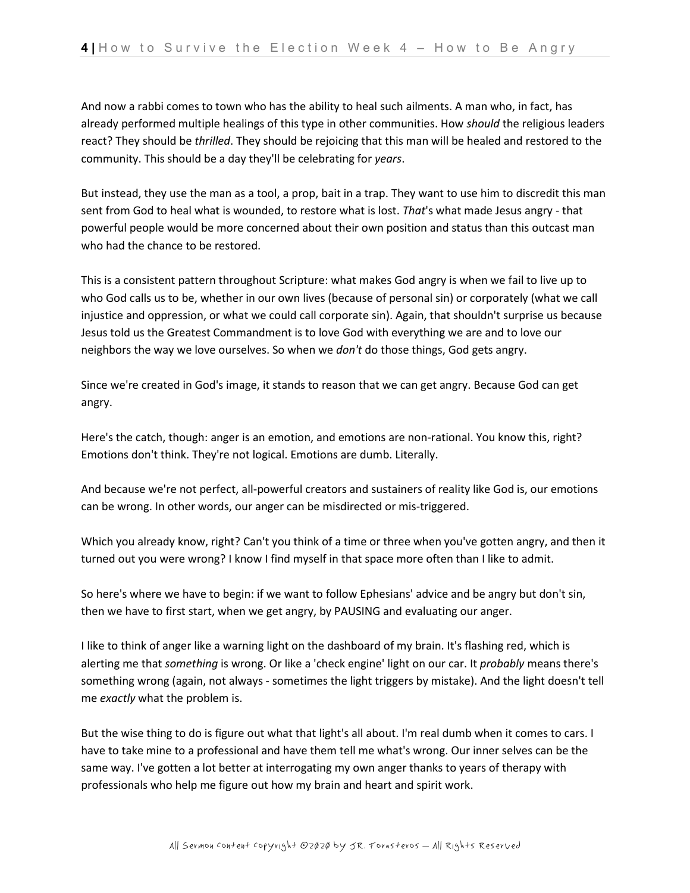And now a rabbi comes to town who has the ability to heal such ailments. A man who, in fact, has already performed multiple healings of this type in other communities. How *should* the religious leaders react? They should be *thrilled*. They should be rejoicing that this man will be healed and restored to the community. This should be a day they'll be celebrating for *years*.

But instead, they use the man as a tool, a prop, bait in a trap. They want to use him to discredit this man sent from God to heal what is wounded, to restore what is lost. *That*'s what made Jesus angry - that powerful people would be more concerned about their own position and status than this outcast man who had the chance to be restored.

This is a consistent pattern throughout Scripture: what makes God angry is when we fail to live up to who God calls us to be, whether in our own lives (because of personal sin) or corporately (what we call injustice and oppression, or what we could call corporate sin). Again, that shouldn't surprise us because Jesus told us the Greatest Commandment is to love God with everything we are and to love our neighbors the way we love ourselves. So when we *don't* do those things, God gets angry.

Since we're created in God's image, it stands to reason that we can get angry. Because God can get angry.

Here's the catch, though: anger is an emotion, and emotions are non-rational. You know this, right? Emotions don't think. They're not logical. Emotions are dumb. Literally.

And because we're not perfect, all-powerful creators and sustainers of reality like God is, our emotions can be wrong. In other words, our anger can be misdirected or mis-triggered.

Which you already know, right? Can't you think of a time or three when you've gotten angry, and then it turned out you were wrong? I know I find myself in that space more often than I like to admit.

So here's where we have to begin: if we want to follow Ephesians' advice and be angry but don't sin, then we have to first start, when we get angry, by PAUSING and evaluating our anger.

I like to think of anger like a warning light on the dashboard of my brain. It's flashing red, which is alerting me that *something* is wrong. Or like a 'check engine' light on our car. It *probably* means there's something wrong (again, not always - sometimes the light triggers by mistake). And the light doesn't tell me *exactly* what the problem is.

But the wise thing to do is figure out what that light's all about. I'm real dumb when it comes to cars. I have to take mine to a professional and have them tell me what's wrong. Our inner selves can be the same way. I've gotten a lot better at interrogating my own anger thanks to years of therapy with professionals who help me figure out how my brain and heart and spirit work.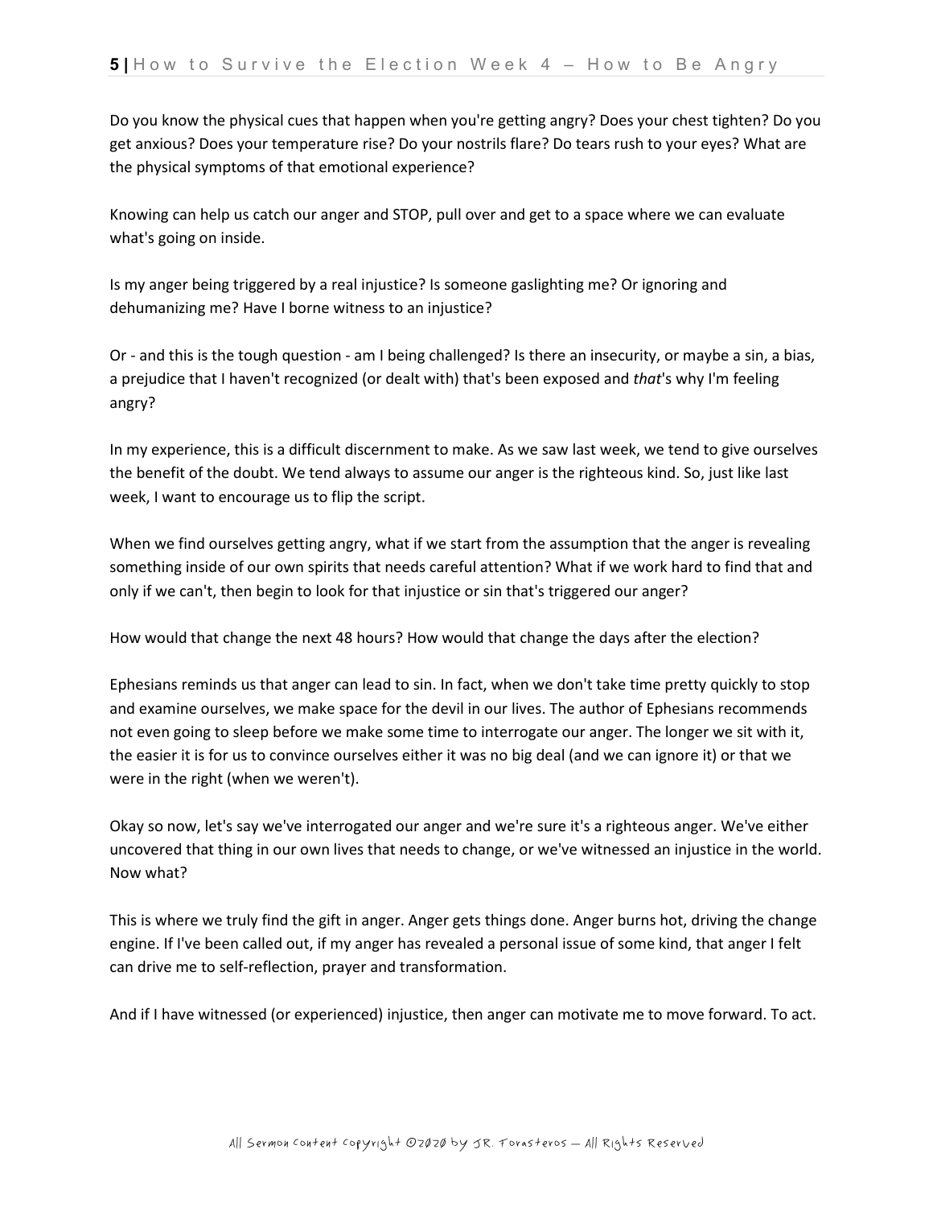Do you know the physical cues that happen when you're getting angry? Does your chest tighten? Do you get anxious? Does your temperature rise? Do your nostrils flare? Do tears rush to your eyes? What are the physical symptoms of that emotional experience?

Knowing can help us catch our anger and STOP, pull over and get to a space where we can evaluate what's going on inside.

Is my anger being triggered by a real injustice? Is someone gaslighting me? Or ignoring and dehumanizing me? Have I borne witness to an injustice?

Or - and this is the tough question - am I being challenged? Is there an insecurity, or maybe a sin, a bias, a prejudice that I haven't recognized (or dealt with) that's been exposed and *that*'s why I'm feeling angry?

In my experience, this is a difficult discernment to make. As we saw last week, we tend to give ourselves the benefit of the doubt. We tend always to assume our anger is the righteous kind. So, just like last week, I want to encourage us to flip the script.

When we find ourselves getting angry, what if we start from the assumption that the anger is revealing something inside of our own spirits that needs careful attention? What if we work hard to find that and only if we can't, then begin to look for that injustice or sin that's triggered our anger?

How would that change the next 48 hours? How would that change the days after the election?

Ephesians reminds us that anger can lead to sin. In fact, when we don't take time pretty quickly to stop and examine ourselves, we make space for the devil in our lives. The author of Ephesians recommends not even going to sleep before we make some time to interrogate our anger. The longer we sit with it, the easier it is for us to convince ourselves either it was no big deal (and we can ignore it) or that we were in the right (when we weren't).

Okay so now, let's say we've interrogated our anger and we're sure it's a righteous anger. We've either uncovered that thing in our own lives that needs to change, or we've witnessed an injustice in the world. Now what?

This is where we truly find the gift in anger. Anger gets things done. Anger burns hot, driving the change engine. If I've been called out, if my anger has revealed a personal issue of some kind, that anger I felt can drive me to self-reflection, prayer and transformation.

And if I have witnessed (or experienced) injustice, then anger can motivate me to move forward. To act.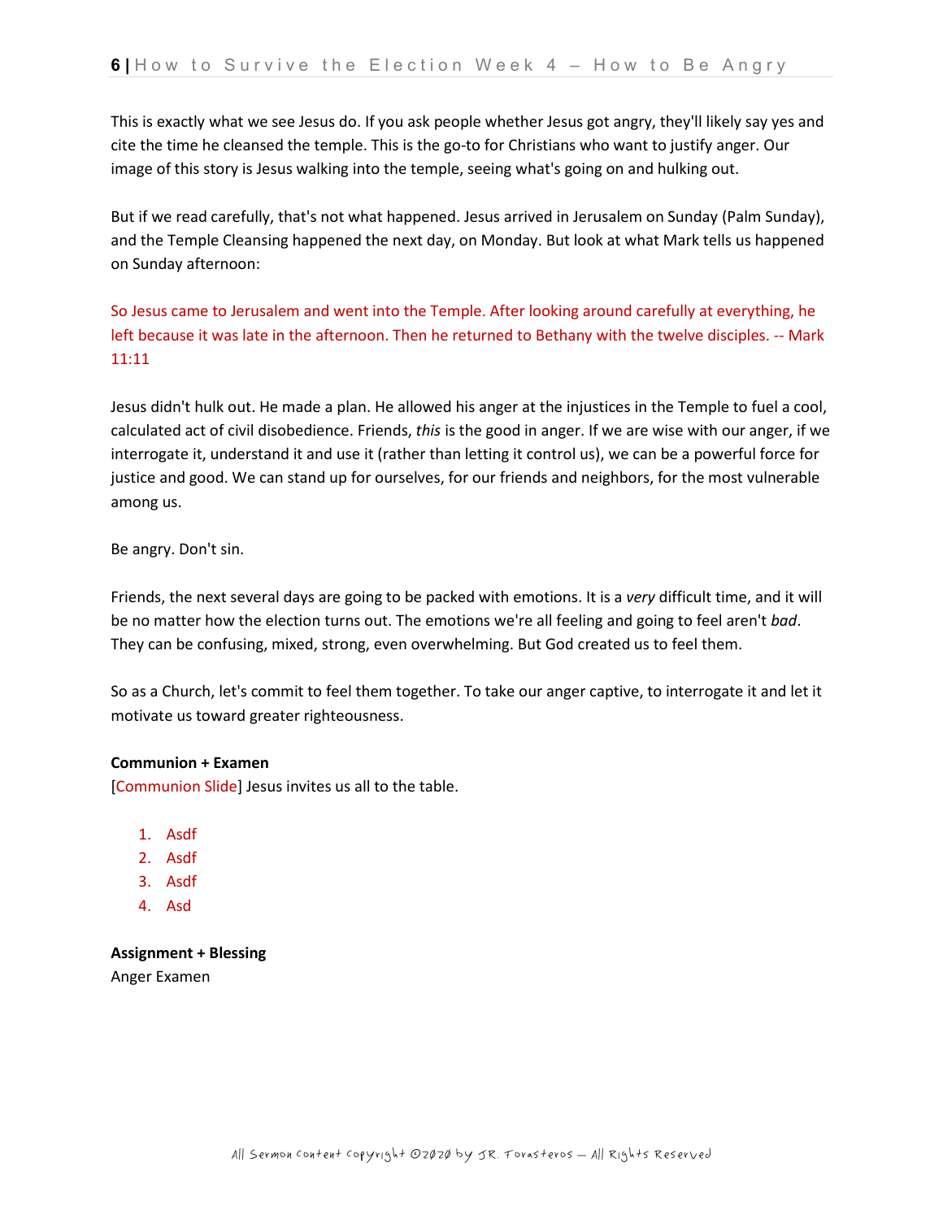This is exactly what we see Jesus do. If you ask people whether Jesus got angry, they'll likely say yes and cite the time he cleansed the temple. This is the go-to for Christians who want to justify anger. Our image of this story is Jesus walking into the temple, seeing what's going on and hulking out.

But if we read carefully, that's not what happened. Jesus arrived in Jerusalem on Sunday (Palm Sunday), and the Temple Cleansing happened the next day, on Monday. But look at what Mark tells us happened on Sunday afternoon:

So Jesus came to Jerusalem and went into the Temple. After looking around carefully at everything, he left because it was late in the afternoon. Then he returned to Bethany with the twelve disciples. -- Mark 11:11

Jesus didn't hulk out. He made a plan. He allowed his anger at the injustices in the Temple to fuel a cool, calculated act of civil disobedience. Friends, *this* is the good in anger. If we are wise with our anger, if we interrogate it, understand it and use it (rather than letting it control us), we can be a powerful force for justice and good. We can stand up for ourselves, for our friends and neighbors, for the most vulnerable among us.

Be angry. Don't sin.

Friends, the next several days are going to be packed with emotions. It is a *very* difficult time, and it will be no matter how the election turns out. The emotions we're all feeling and going to feel aren't *bad*. They can be confusing, mixed, strong, even overwhelming. But God created us to feel them.

So as a Church, let's commit to feel them together. To take our anger captive, to interrogate it and let it motivate us toward greater righteousness.

**Communion + Examen**
[Communion Slide] Jesus invites us all to the table.

1. Asdf
2. Asdf
3. Asdf
4. Asd

**Assignment + Blessing**
Anger Examen